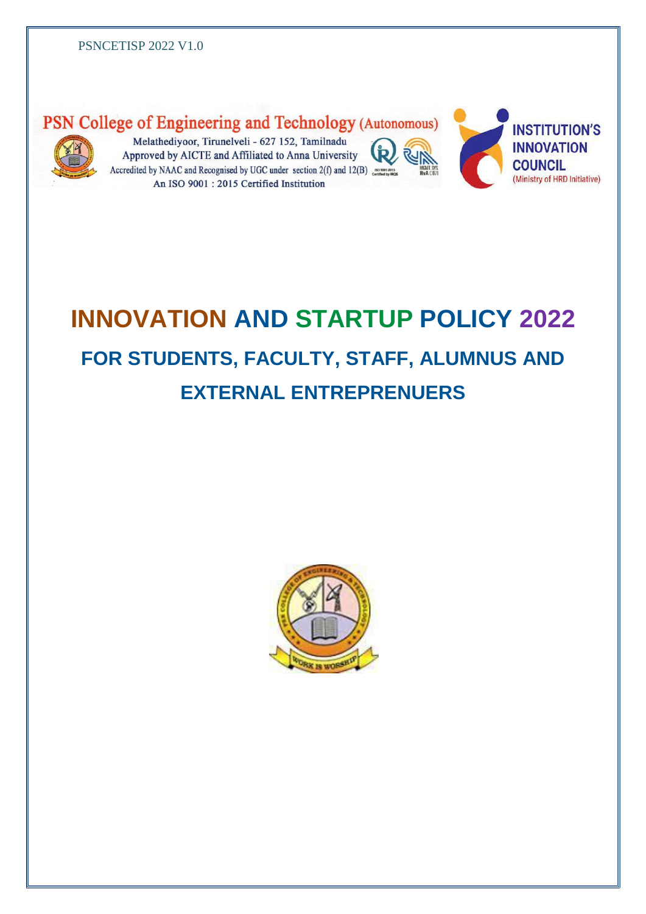PSNCETISP 2022 V1.0

PSN College of Engineering and Technology (Autonomous)

Melathediyoor, Tirunelveli - 627 152, Tamilnadu
Approved by AICTE and Affiliated to Anna University
Accredited by NAAC and Recognised by UGC under section 2(f) and 12(B)
An ISO 9001 : 2015 Certified Institution

INSTITUTION'S INNOVATION COUNCIL
(Ministry of HRD Initiative)

# INNOVATION AND STARTUP POLICY 2022

## FOR STUDENTS, FACULTY, STAFF, ALUMNUS AND EXTERNAL ENTREPRENUERS

WORK IS WORSHIP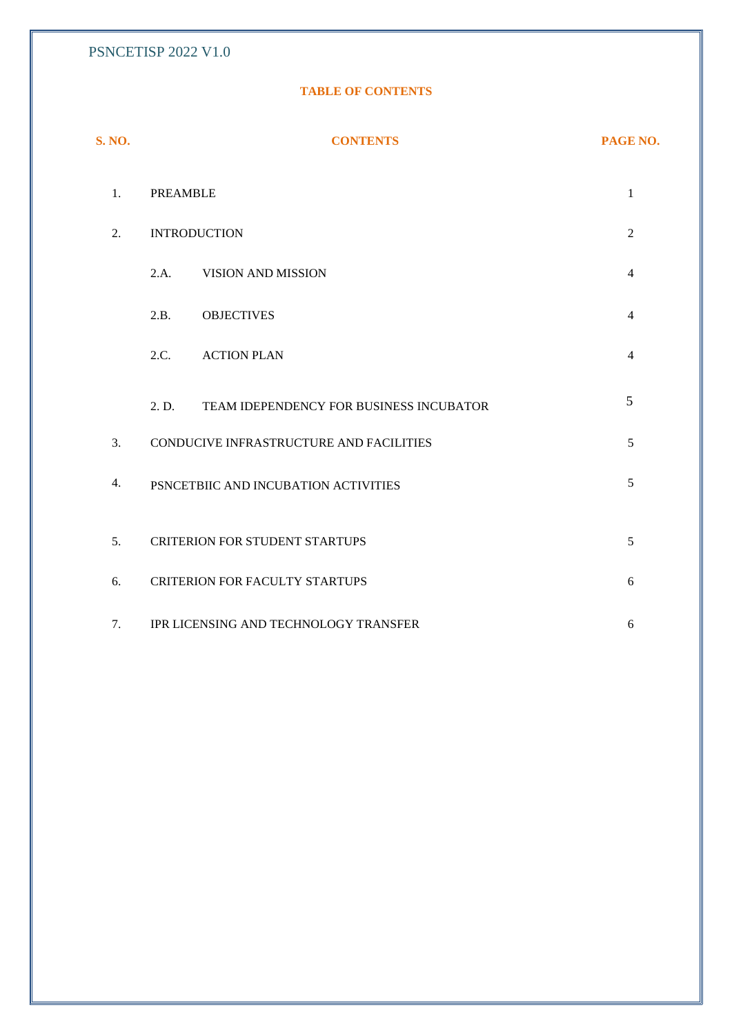**TABLE OF CONTENTS**

| S. NO. | CONTENTS | | PAGE NO. |
|---|---|---|---|
| 1. | PREAMBLE | | 1 |
| 2. | INTRODUCTION | | 2 |
| | 2.A. | VISION AND MISSION | 4 |
| | 2.B. | OBJECTIVES | 4 |
| | 2.C. | ACTION PLAN | 4 |
| | 2. D. | TEAM IDEPENDENCY FOR BUSINESS INCUBATOR | 5 |
| 3. | CONDUCIVE INFRASTRUCTURE AND FACILITIES | | 5 |
| 4. | PSNCETBIIC AND INCUBATION ACTIVITIES | | 5 |
| 5. | CRITERION FOR STUDENT STARTUPS | | 5 |
| 6. | CRITERION FOR FACULTY STARTUPS | | 6 |
| 7. | IPR LICENSING AND TECHNOLOGY TRANSFER | | 6 |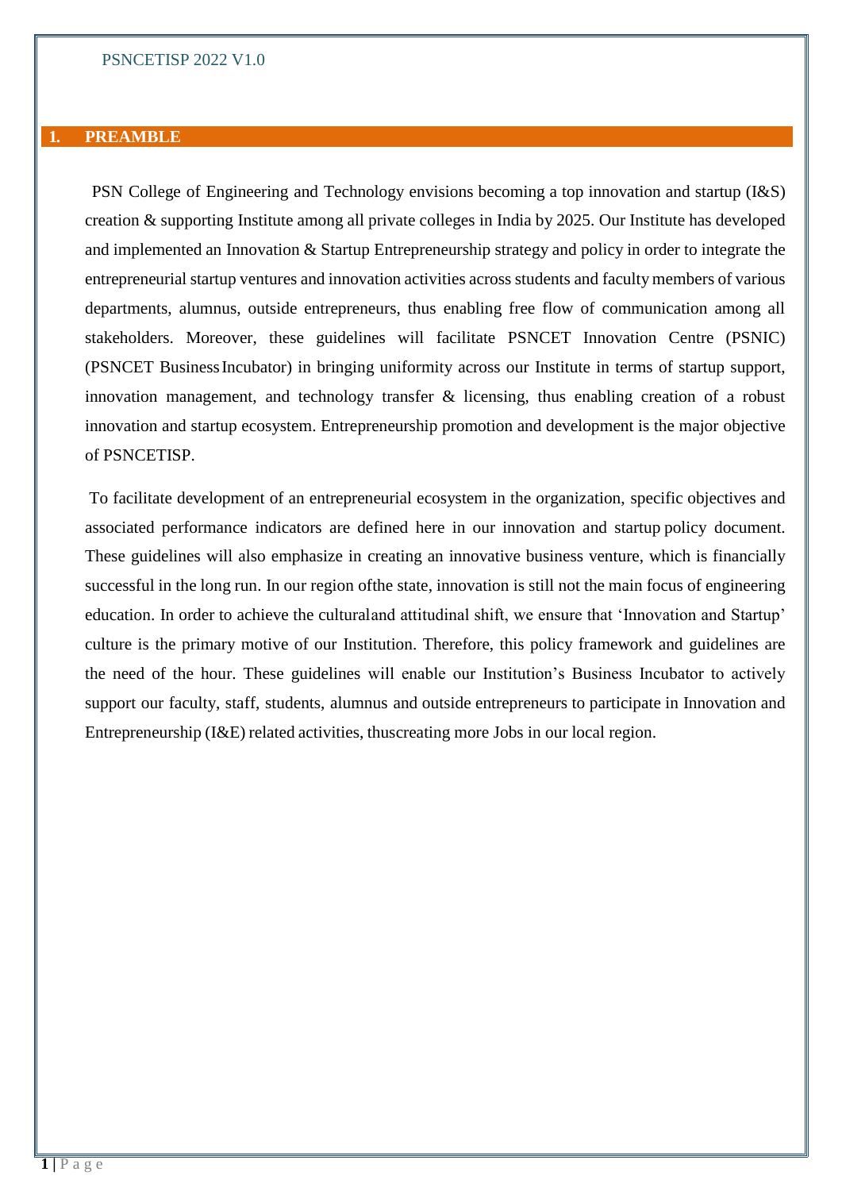## 1. PREAMBLE

PSN College of Engineering and Technology envisions becoming a top innovation and startup (I&S) creation & supporting Institute among all private colleges in India by 2025. Our Institute has developed and implemented an Innovation & Startup Entrepreneurship strategy and policy in order to integrate the entrepreneurial startup ventures and innovation activities across students and faculty members of various departments, alumnus, outside entrepreneurs, thus enabling free flow of communication among all stakeholders. Moreover, these guidelines will facilitate PSNCET Innovation Centre (PSNIC) (PSNCET Business Incubator) in bringing uniformity across our Institute in terms of startup support, innovation management, and technology transfer & licensing, thus enabling creation of a robust innovation and startup ecosystem. Entrepreneurship promotion and development is the major objective of PSNCETISP.

To facilitate development of an entrepreneurial ecosystem in the organization, specific objectives and associated performance indicators are defined here in our innovation and startup policy document. These guidelines will also emphasize in creating an innovative business venture, which is financially successful in the long run. In our region ofthe state, innovation is still not the main focus of engineering education. In order to achieve the culturaland attitudinal shift, we ensure that 'Innovation and Startup' culture is the primary motive of our Institution. Therefore, this policy framework and guidelines are the need of the hour. These guidelines will enable our Institution's Business Incubator to actively support our faculty, staff, students, alumnus and outside entrepreneurs to participate in Innovation and Entrepreneurship (I&E) related activities, thuscreating more Jobs in our local region.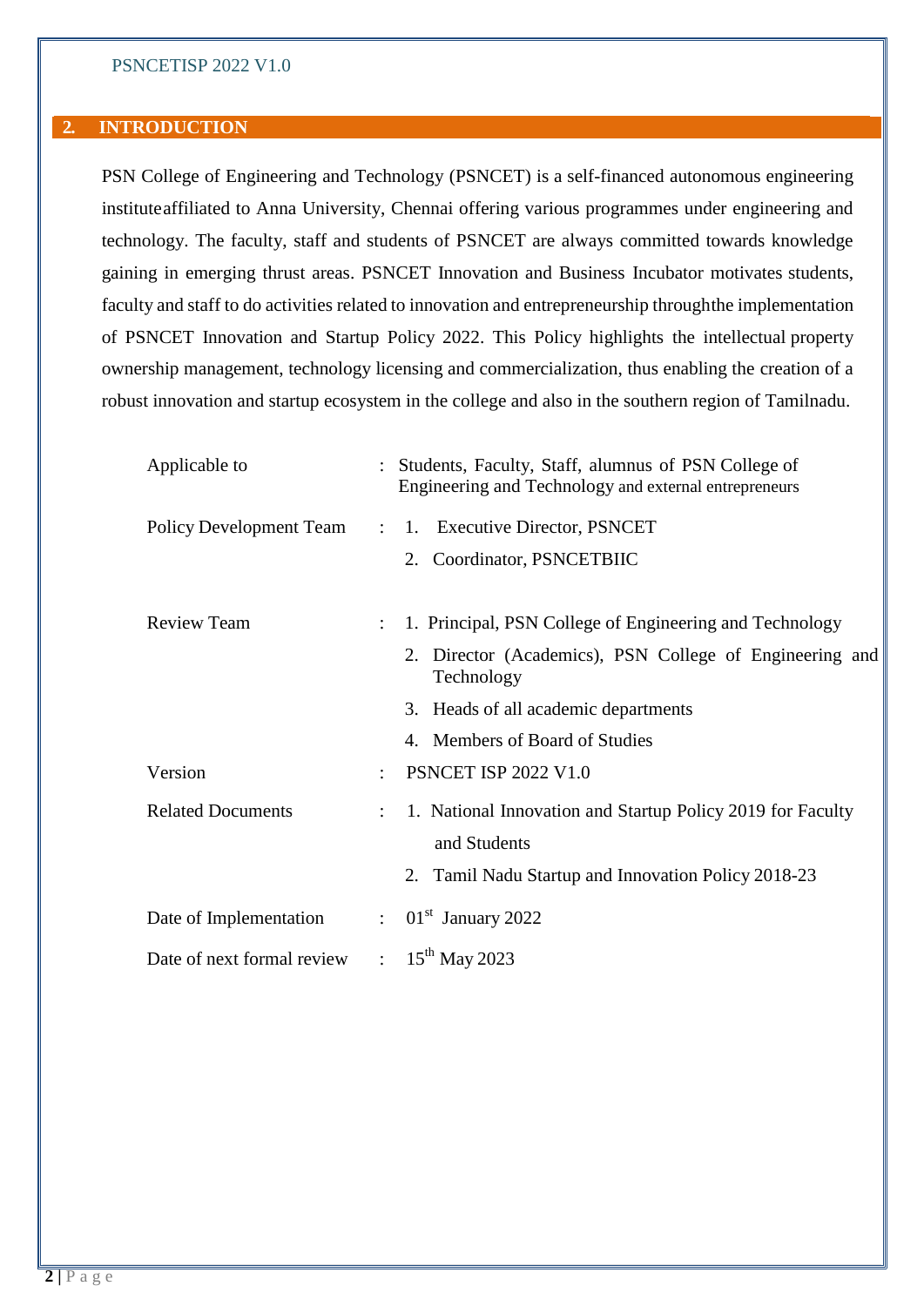## 2. INTRODUCTION

PSN College of Engineering and Technology (PSNCET) is a self-financed autonomous engineering instituteaffiliated to Anna University, Chennai offering various programmes under engineering and technology. The faculty, staff and students of PSNCET are always committed towards knowledge gaining in emerging thrust areas. PSNCET Innovation and Business Incubator motivates students, faculty and staff to do activities related to innovation and entrepreneurship throughthe implementation of PSNCET Innovation and Startup Policy 2022. This Policy highlights the intellectual property ownership management, technology licensing and commercialization, thus enabling the creation of a robust innovation and startup ecosystem in the college and also in the southern region of Tamilnadu.

| | | |
|---|---|---|
| Applicable to | : | Students, Faculty, Staff, alumnus of PSN College of Engineering and Technology and external entrepreneurs |
| Policy Development Team | : | 1. Executive Director, PSNCET<br>2. Coordinator, PSNCETBIIC |
| Review Team | : | 1. Principal, PSN College of Engineering and Technology<br>2. Director (Academics), PSN College of Engineering and Technology<br>3. Heads of all academic departments<br>4. Members of Board of Studies |
| Version | : | PSNCET ISP 2022 V1.0 |
| Related Documents | : | 1. National Innovation and Startup Policy 2019 for Faculty and Students<br>2. Tamil Nadu Startup and Innovation Policy 2018-23 |
| Date of Implementation | : | 01st January 2022 |
| Date of next formal review | : | 15th May 2023 |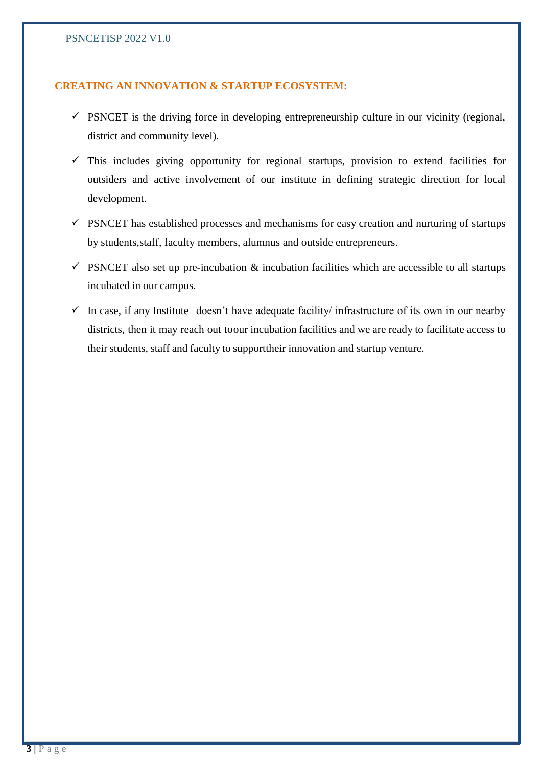## CREATING AN INNOVATION & STARTUP ECOSYSTEM:

- ✓ PSNCET is the driving force in developing entrepreneurship culture in our vicinity (regional, district and community level).
- ✓ This includes giving opportunity for regional startups, provision to extend facilities for outsiders and active involvement of our institute in defining strategic direction for local development.
- ✓ PSNCET has established processes and mechanisms for easy creation and nurturing of startups by students,staff, faculty members, alumnus and outside entrepreneurs.
- ✓ PSNCET also set up pre-incubation & incubation facilities which are accessible to all startups incubated in our campus.
- ✓ In case, if any Institute doesn't have adequate facility/ infrastructure of its own in our nearby districts, then it may reach out toour incubation facilities and we are ready to facilitate access to their students, staff and faculty to supporttheir innovation and startup venture.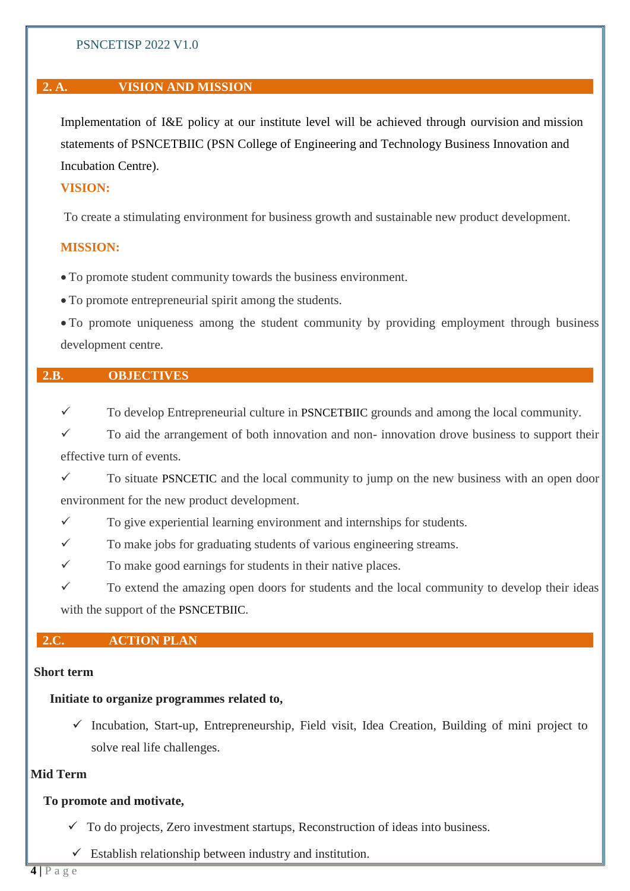## 2. A. VISION AND MISSION

Implementation of I&E policy at our institute level will be achieved through ourvision and mission statements of PSNCETBIIC (PSN College of Engineering and Technology Business Innovation and Incubation Centre).

**VISION:**

To create a stimulating environment for business growth and sustainable new product development.

**MISSION:**

- To promote student community towards the business environment.
- To promote entrepreneurial spirit among the students.
- To promote uniqueness among the student community by providing employment through business development centre.

## 2.B. OBJECTIVES

- ✓ To develop Entrepreneurial culture in PSNCETBIIC grounds and among the local community.
- ✓ To aid the arrangement of both innovation and non- innovation drove business to support their effective turn of events.
- ✓ To situate PSNCETIC and the local community to jump on the new business with an open door environment for the new product development.
- ✓ To give experiential learning environment and internships for students.
- ✓ To make jobs for graduating students of various engineering streams.
- ✓ To make good earnings for students in their native places.
- ✓ To extend the amazing open doors for students and the local community to develop their ideas with the support of the PSNCETBIIC.

## 2.C. ACTION PLAN

**Short term**

**Initiate to organize programmes related to,**

- ✓ Incubation, Start-up, Entrepreneurship, Field visit, Idea Creation, Building of mini project to solve real life challenges.

**Mid Term**

**To promote and motivate,**

- ✓ To do projects, Zero investment startups, Reconstruction of ideas into business.
- ✓ Establish relationship between industry and institution.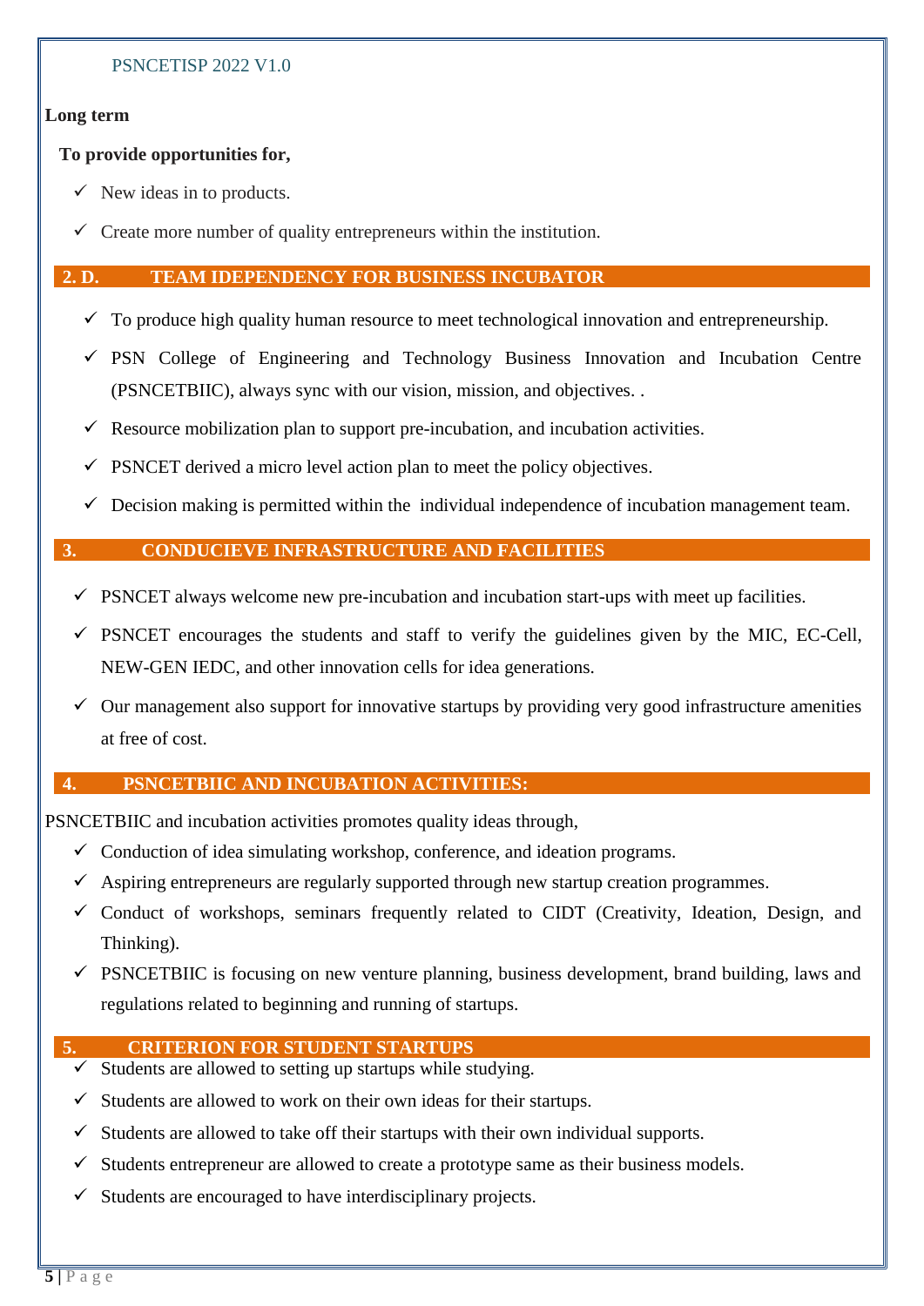**Long term**

**To provide opportunities for,**

- ✓ New ideas in to products.
- ✓ Create more number of quality entrepreneurs within the institution.

## 2. D. TEAM IDEPENDENCY FOR BUSINESS INCUBATOR

- ✓ To produce high quality human resource to meet technological innovation and entrepreneurship.
- ✓ PSN College of Engineering and Technology Business Innovation and Incubation Centre (PSNCETBIIC), always sync with our vision, mission, and objectives. .
- ✓ Resource mobilization plan to support pre-incubation, and incubation activities.
- ✓ PSNCET derived a micro level action plan to meet the policy objectives.
- ✓ Decision making is permitted within the individual independence of incubation management team.

## 3. CONDUCIEVE INFRASTRUCTURE AND FACILITIES

- ✓ PSNCET always welcome new pre-incubation and incubation start-ups with meet up facilities.
- ✓ PSNCET encourages the students and staff to verify the guidelines given by the MIC, EC-Cell, NEW-GEN IEDC, and other innovation cells for idea generations.
- ✓ Our management also support for innovative startups by providing very good infrastructure amenities at free of cost.

## 4. PSNCETBIIC AND INCUBATION ACTIVITIES:

PSNCETBIIC and incubation activities promotes quality ideas through,

- ✓ Conduction of idea simulating workshop, conference, and ideation programs.
- ✓ Aspiring entrepreneurs are regularly supported through new startup creation programmes.
- ✓ Conduct of workshops, seminars frequently related to CIDT (Creativity, Ideation, Design, and Thinking).
- ✓ PSNCETBIIC is focusing on new venture planning, business development, brand building, laws and regulations related to beginning and running of startups.

## 5. CRITERION FOR STUDENT STARTUPS

- ✓ Students are allowed to setting up startups while studying.
- ✓ Students are allowed to work on their own ideas for their startups.
- ✓ Students are allowed to take off their startups with their own individual supports.
- ✓ Students entrepreneur are allowed to create a prototype same as their business models.
- ✓ Students are encouraged to have interdisciplinary projects.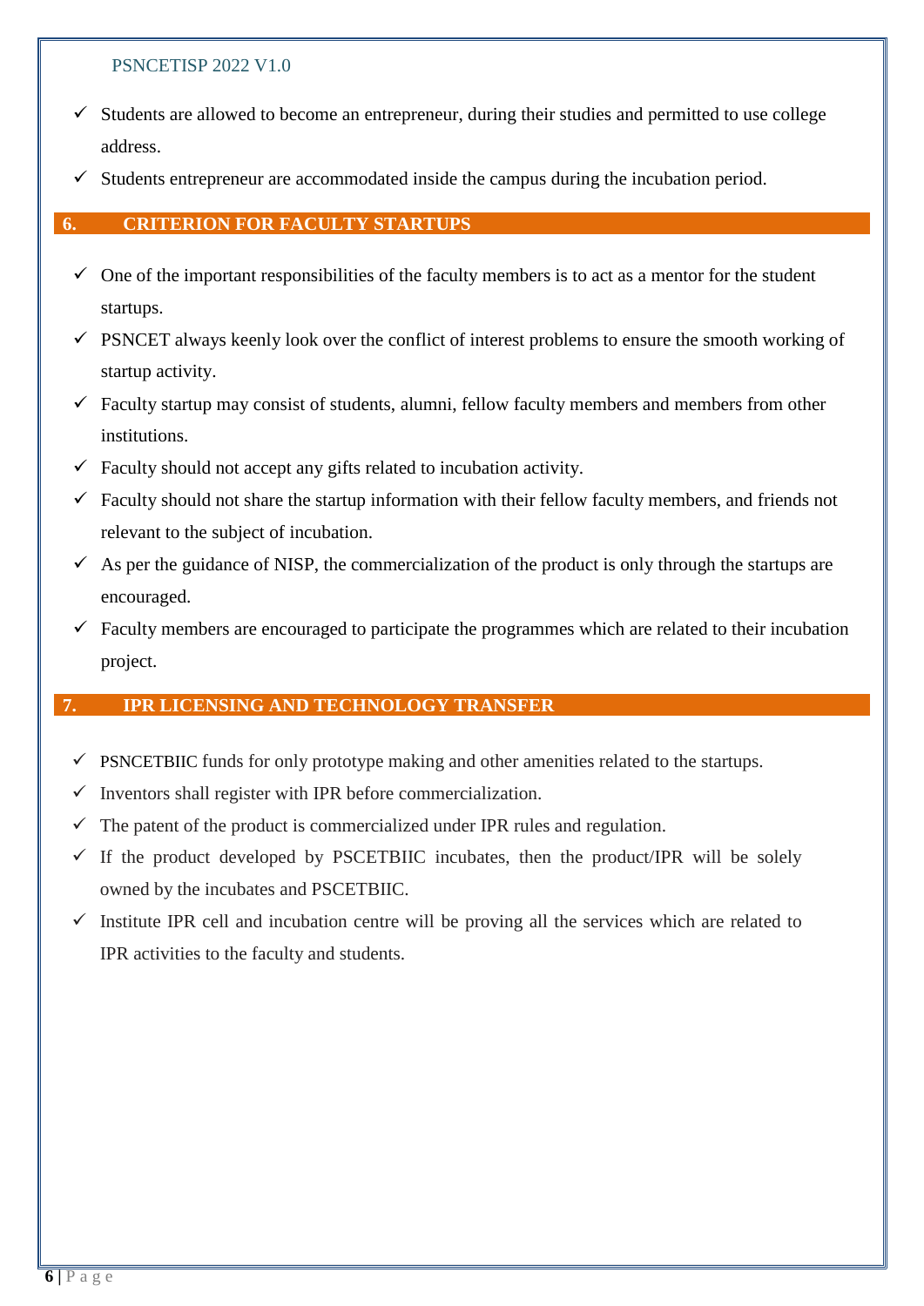- ✓ Students are allowed to become an entrepreneur, during their studies and permitted to use college address.
- ✓ Students entrepreneur are accommodated inside the campus during the incubation period.

## 6. CRITERION FOR FACULTY STARTUPS

- ✓ One of the important responsibilities of the faculty members is to act as a mentor for the student startups.
- ✓ PSNCET always keenly look over the conflict of interest problems to ensure the smooth working of startup activity.
- ✓ Faculty startup may consist of students, alumni, fellow faculty members and members from other institutions.
- ✓ Faculty should not accept any gifts related to incubation activity.
- ✓ Faculty should not share the startup information with their fellow faculty members, and friends not relevant to the subject of incubation.
- ✓ As per the guidance of NISP, the commercialization of the product is only through the startups are encouraged.
- ✓ Faculty members are encouraged to participate the programmes which are related to their incubation project.

## 7. IPR LICENSING AND TECHNOLOGY TRANSFER

- ✓ PSNCETBIIC funds for only prototype making and other amenities related to the startups.
- ✓ Inventors shall register with IPR before commercialization.
- ✓ The patent of the product is commercialized under IPR rules and regulation.
- ✓ If the product developed by PSCETBIIC incubates, then the product/IPR will be solely owned by the incubates and PSCETBIIC.
- ✓ Institute IPR cell and incubation centre will be proving all the services which are related to IPR activities to the faculty and students.